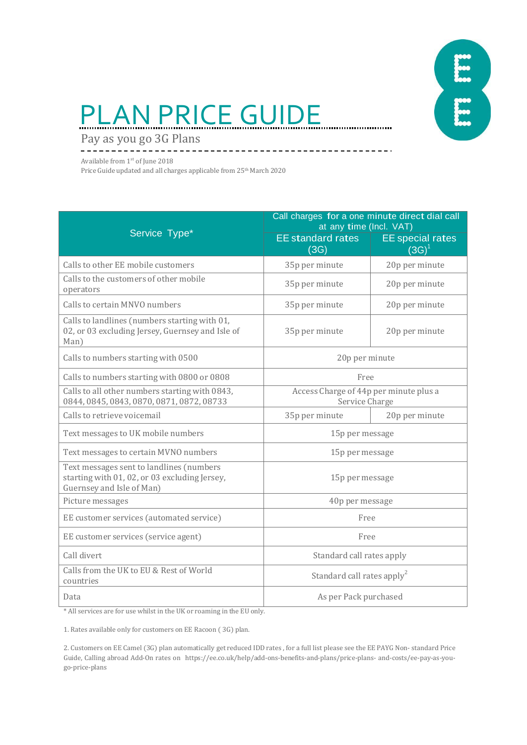# PLAN PRICE GUIDE

## Pay as you go 3G Plans

Available from 1st of June 2018
Price Guide updated and all charges applicable from 25th March 2020

| Service Type* | Call charges for a one minute direct dial call at any time (Incl. VAT) | |
|---|---|---|
| | EE standard rates (3G) | EE special rates (3G)[1] |
| Calls to other EE mobile customers | 35p per minute | 20p per minute |
| Calls to the customers of other mobile operators | 35p per minute | 20p per minute |
| Calls to certain MNVO numbers | 35p per minute | 20p per minute |
| Calls to landlines (numbers starting with 01, 02, or 03 excluding Jersey, Guernsey and Isle of Man) | 35p per minute | 20p per minute |
| Calls to numbers starting with 0500 | 20p per minute | |
| Calls to numbers starting with 0800 or 0808 | Free | |
| Calls to all other numbers starting with 0843, 0844, 0845, 0843, 0870, 0871, 0872, 08733 | Access Charge of 44p per minute plus a Service Charge | |
| Calls to retrieve voicemail | 35p per minute | 20p per minute |
| Text messages to UK mobile numbers | 15p per message | |
| Text messages to certain MVNO numbers | 15p per message | |
| Text messages sent to landlines (numbers starting with 01, 02, or 03 excluding Jersey, Guernsey and Isle of Man) | 15p per message | |
| Picture messages | 40p per message | |
| EE customer services (automated service) | Free | |
| EE customer services (service agent) | Free | |
| Call divert | Standard call rates apply | |
| Calls from the UK to EU & Rest of World countries | Standard call rates apply[2] | |
| Data | As per Pack purchased | |

\* All services are for use whilst in the UK or roaming in the EU only.

1. Rates available only for customers on EE Racoon ( 3G) plan.

2. Customers on EE Camel (3G) plan automatically get reduced IDD rates , for a full list please see the EE PAYG Non- standard Price Guide, Calling abroad Add-On rates on https://ee.co.uk/help/add-ons-benefits-and-plans/price-plans- and-costs/ee-pay-as-you-go-price-plans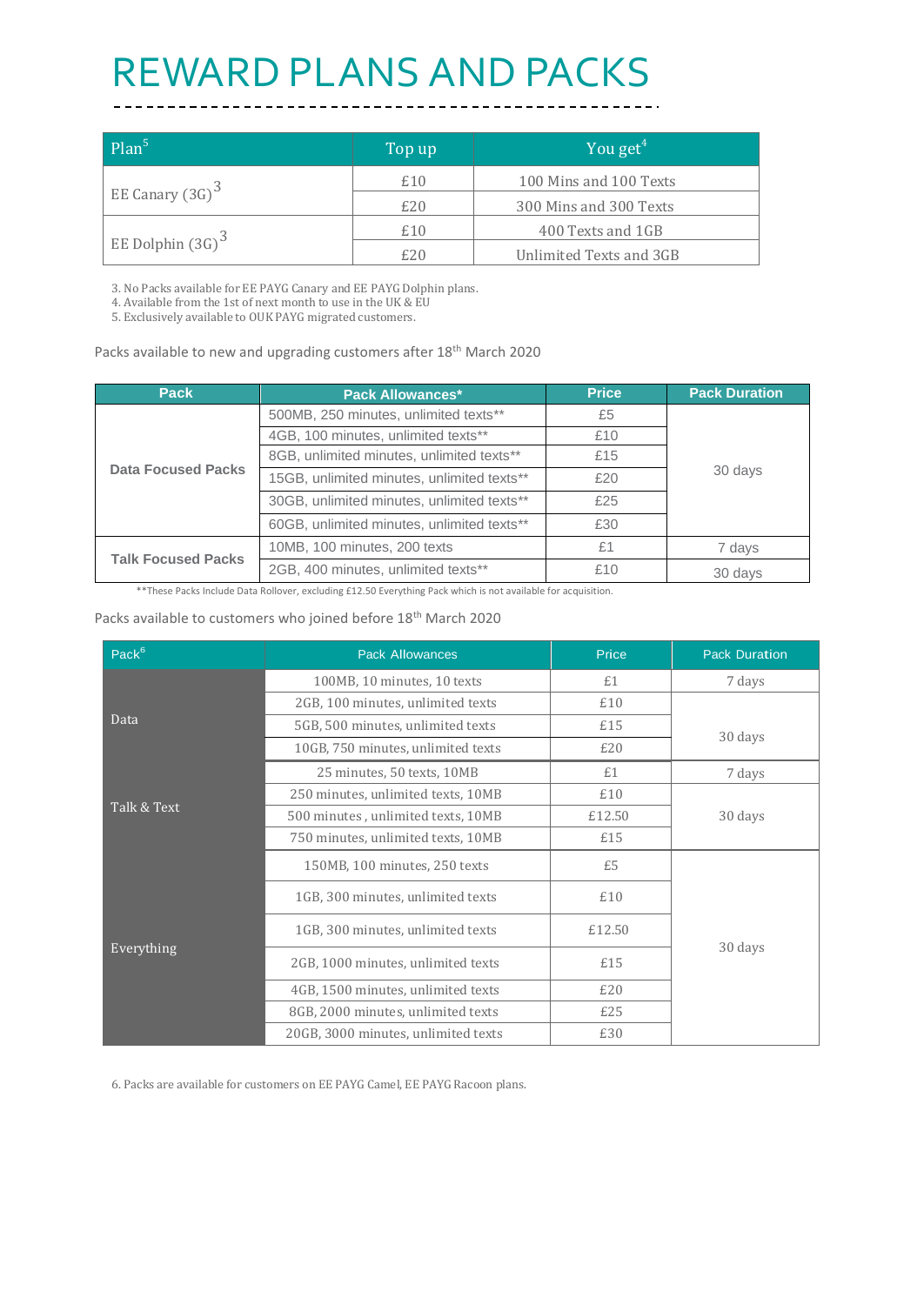# REWARD PLANS AND PACKS

| Plan[5] | Top up | You get[4] |
|---|---|---|
| EE Canary (3G)[3] | £10 | 100 Mins and 100 Texts |
| | £20 | 300 Mins and 300 Texts |
| EE Dolphin (3G)[3] | £10 | 400 Texts and 1GB |
| | £20 | Unlimited Texts and 3GB |

3. No Packs available for EE PAYG Canary and EE PAYG Dolphin plans.
4. Available from the 1st of next month to use in the UK & EU
5. Exclusively available to OUK PAYG migrated customers.

Packs available to new and upgrading customers after 18th March 2020

| Pack | Pack Allowances* | Price | Pack Duration |
|---|---|---|---|
| **Data Focused Packs** | 500MB, 250 minutes, unlimited texts** | £5 | 30 days |
| | 4GB, 100 minutes, unlimited texts** | £10 | |
| | 8GB, unlimited minutes, unlimited texts** | £15 | |
| | 15GB, unlimited minutes, unlimited texts** | £20 | |
| | 30GB, unlimited minutes, unlimited texts** | £25 | |
| | 60GB, unlimited minutes, unlimited texts** | £30 | |
| **Talk Focused Packs** | 10MB, 100 minutes, 200 texts | £1 | 7 days |
| | 2GB, 400 minutes, unlimited texts** | £10 | 30 days |

**These Packs Include Data Rollover, excluding £12.50 Everything Pack which is not available for acquisition.

Packs available to customers who joined before 18th March 2020

| Pack[6] | Pack Allowances | Price | Pack Duration |
|---|---|---|---|
| Data | 100MB, 10 minutes, 10 texts | £1 | 7 days |
| | 2GB, 100 minutes, unlimited texts | £10 | 30 days |
| | 5GB, 500 minutes, unlimited texts | £15 | |
| | 10GB, 750 minutes, unlimited texts | £20 | |
| Talk & Text | 25 minutes, 50 texts, 10MB | £1 | 7 days |
| | 250 minutes, unlimited texts, 10MB | £10 | 30 days |
| | 500 minutes , unlimited texts, 10MB | £12.50 | |
| | 750 minutes, unlimited texts, 10MB | £15 | |
| Everything | 150MB, 100 minutes, 250 texts | £5 | 30 days |
| | 1GB, 300 minutes, unlimited texts | £10 | |
| | 1GB, 300 minutes, unlimited texts | £12.50 | |
| | 2GB, 1000 minutes, unlimited texts | £15 | |
| | 4GB, 1500 minutes, unlimited texts | £20 | |
| | 8GB, 2000 minutes, unlimited texts | £25 | |
| | 20GB, 3000 minutes, unlimited texts | £30 | |

6. Packs are available for customers on EE PAYG Camel, EE PAYG Racoon plans.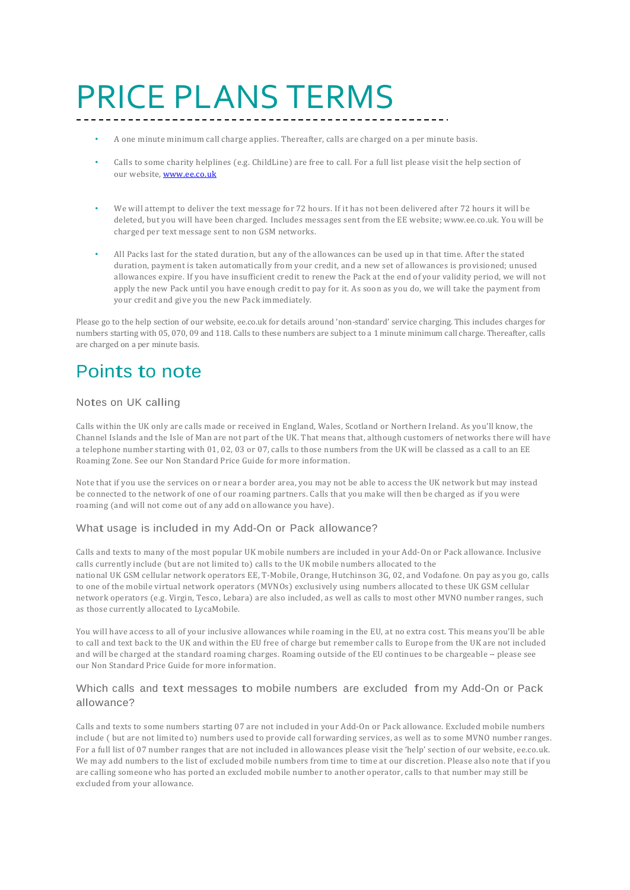# PRICE PLANS TERMS

- A one minute minimum call charge applies. Thereafter, calls are charged on a per minute basis.
- Calls to some charity helplines (e.g. ChildLine) are free to call. For a full list please visit the help section of our website, [www.ee.co.uk](www.ee.co.uk)
- We will attempt to deliver the text message for 72 hours. If it has not been delivered after 72 hours it will be deleted, but you will have been charged. Includes messages sent from the EE website; www.ee.co.uk. You will be charged per text message sent to non GSM networks.
- All Packs last for the stated duration, but any of the allowances can be used up in that time. After the stated duration, payment is taken automatically from your credit, and a new set of allowances is provisioned; unused allowances expire. If you have insufficient credit to renew the Pack at the end of your validity period, we will not apply the new Pack until you have enough credit to pay for it. As soon as you do, we will take the payment from your credit and give you the new Pack immediately.

Please go to the help section of our website, ee.co.uk for details around 'non-standard' service charging. This includes charges for numbers starting with 05, 070, 09 and 118. Calls to these numbers are subject to a 1 minute minimum call charge. Thereafter, calls are charged on a per minute basis.

## Points to note

### Notes on UK calling

Calls within the UK only are calls made or received in England, Wales, Scotland or Northern Ireland. As you'll know, the Channel Islands and the Isle of Man are not part of the UK. That means that, although customers of networks there will have a telephone number starting with 01, 02, 03 or 07, calls to those numbers from the UK will be classed as a call to an EE Roaming Zone. See our Non Standard Price Guide for more information.

Note that if you use the services on or near a border area, you may not be able to access the UK network but may instead be connected to the network of one of our roaming partners. Calls that you make will then be charged as if you were roaming (and will not come out of any add on allowance you have).

### What usage is included in my Add-On or Pack allowance?

Calls and texts to many of the most popular UK mobile numbers are included in your Add-On or Pack allowance. Inclusive calls currently include (but are not limited to) calls to the UK mobile numbers allocated to the national UK GSM cellular network operators EE, T-Mobile, Orange, Hutchinson 3G, 02, and Vodafone. On pay as you go, calls to one of the mobile virtual network operators (MVNOs) exclusively using numbers allocated to these UK GSM cellular network operators (e.g. Virgin, Tesco, Lebara) are also included, as well as calls to most other MVNO number ranges, such as those currently allocated to LycaMobile.

You will have access to all of your inclusive allowances while roaming in the EU, at no extra cost. This means you'll be able to call and text back to the UK and within the EU free of charge but remember calls to Europe from the UK are not included and will be charged at the standard roaming charges. Roaming outside of the EU continues to be chargeable -- please see our Non Standard Price Guide for more information.

### Which calls and text messages to mobile numbers are excluded from my Add-On or Pack allowance?

Calls and texts to some numbers starting 07 are not included in your Add-On or Pack allowance. Excluded mobile numbers include ( but are not limited to) numbers used to provide call forwarding services, as well as to some MVNO number ranges. For a full list of 07 number ranges that are not included in allowances please visit the 'help' section of our website, ee.co.uk. We may add numbers to the list of excluded mobile numbers from time to time at our discretion. Please also note that if you are calling someone who has ported an excluded mobile number to another operator, calls to that number may still be excluded from your allowance.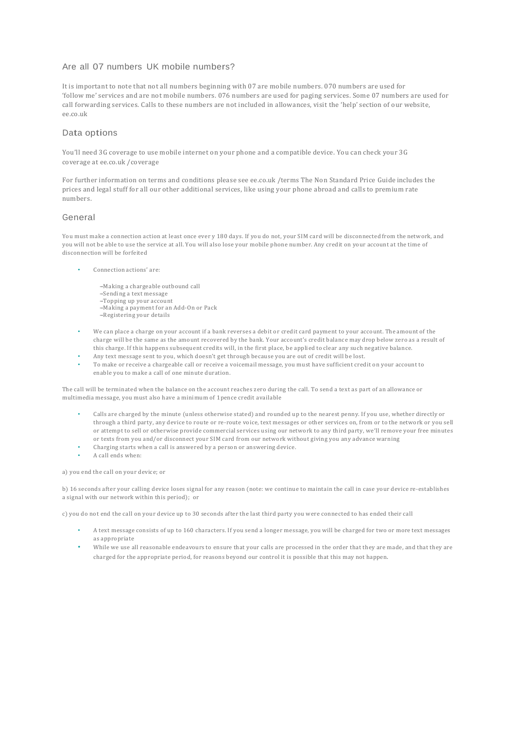## Are all 07 numbers UK mobile numbers?

It is important to note that not all numbers beginning with 07 are mobile numbers. 070 numbers are used for 'follow me' services and are not mobile numbers. 076 numbers are used for paging services. Some 07 numbers are used for call forwarding services. Calls to these numbers are not included in allowances, visit the 'help' section of our website, ee.co.uk

## Data options

You'll need 3G coverage to use mobile internet on your phone and a compatible device. You can check your 3G coverage at ee.co.uk /coverage

For further information on terms and conditions please see ee.co.uk /terms The Non Standard Price Guide includes the prices and legal stuff for all our other additional services, like using your phone abroad and calls to premium rate numbers.

## General

You must make a connection action at least once ever y 180 days. If you do not, your SIM card will be disconnected from the network, and you will not be able to use the service at all. You will also lose your mobile phone number. Any credit on your account at the time of disconnection will be forfeited

- Connection actions' are:

  –Making a chargeable outbound call
  –Sending a text message
  –Topping up your account
  –Making a payment for an Add-On or Pack
  –Registering your details

- We can place a charge on your account if a bank reverses a debit or credit card payment to your account. The amount of the charge will be the same as the amount recovered by the bank. Your account's credit balance may drop below zero as a result of this charge. If this happens subsequent credits will, in the first place, be applied to clear any such negative balance.
- Any text message sent to you, which doesn't get through because you are out of credit will be lost.
- To make or receive a chargeable call or receive a voicemail message, you must have sufficient credit on your account to enable you to make a call of one minute duration.

The call will be terminated when the balance on the account reaches zero during the call. To send a text as part of an allowance or multimedia message, you must also have a minimum of 1pence credit available

- Calls are charged by the minute (unless otherwise stated) and rounded up to the nearest penny. If you use, whether directly or through a third party, any device to route or re-route voice, text messages or other services on, from or to the network or you sell or attempt to sell or otherwise provide commercial services using our network to any third party, we'll remove your free minutes or texts from you and/or disconnect your SIM card from our network without giving you any advance warning
- Charging starts when a call is answered by a person or answering device.
- A call ends when:

a) you end the call on your device; or

b) 16 seconds after your calling device loses signal for any reason (note: we continue to maintain the call in case your device re-establishes a signal with our network within this period); or

c) you do not end the call on your device up to 30 seconds after the last third party you were connected to has ended their call

- A text message consists of up to 160 characters. If you send a longer message, you will be charged for two or more text messages as appropriate
- While we use all reasonable endeavours to ensure that your calls are processed in the order that they are made, and that they are charged for the appropriate period, for reasons beyond our control it is possible that this may not happen.